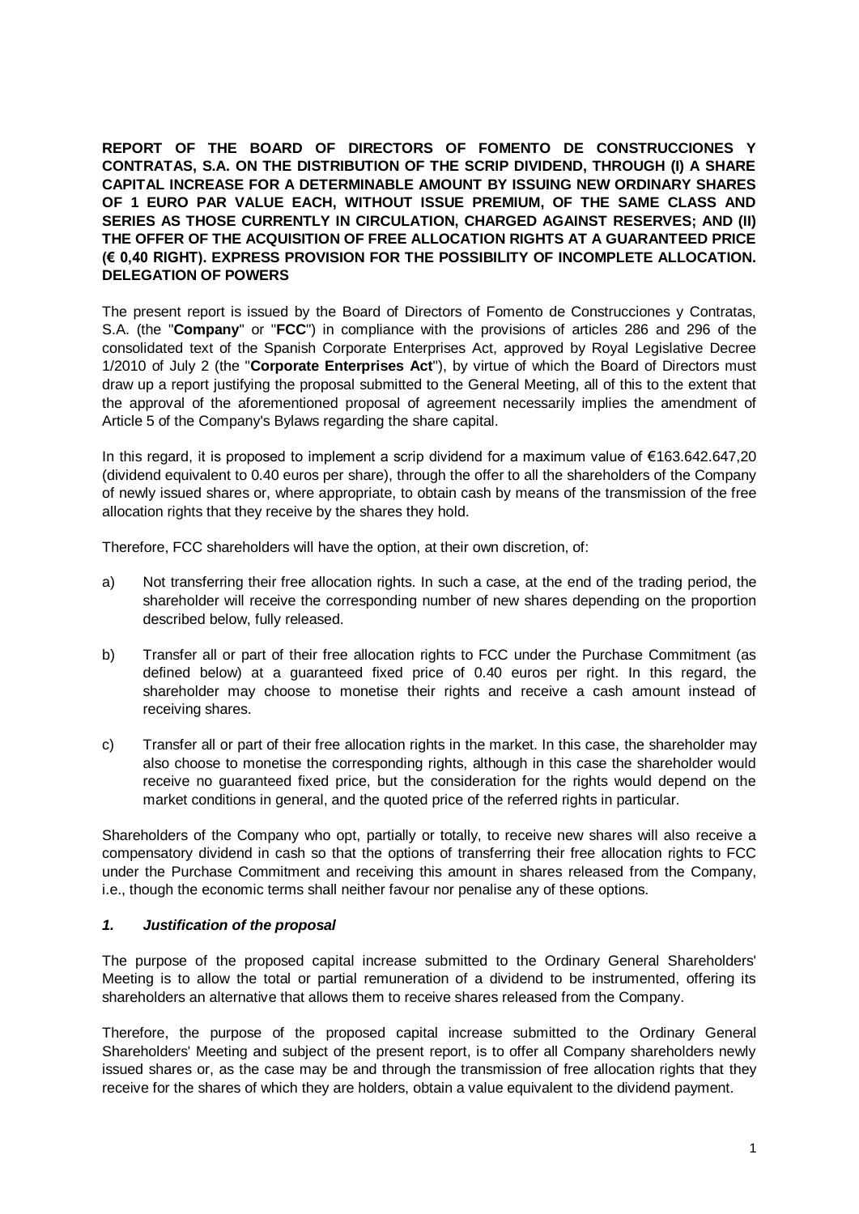**REPORT OF THE BOARD OF DIRECTORS OF FOMENTO DE CONSTRUCCIONES Y CONTRATAS, S.A. ON THE DISTRIBUTION OF THE SCRIP DIVIDEND, THROUGH (I) A SHARE CAPITAL INCREASE FOR A DETERMINABLE AMOUNT BY ISSUING NEW ORDINARY SHARES OF 1 EURO PAR VALUE EACH, WITHOUT ISSUE PREMIUM, OF THE SAME CLASS AND SERIES AS THOSE CURRENTLY IN CIRCULATION, CHARGED AGAINST RESERVES; AND (II) THE OFFER OF THE ACQUISITION OF FREE ALLOCATION RIGHTS AT A GUARANTEED PRICE (€ 0,40 RIGHT). EXPRESS PROVISION FOR THE POSSIBILITY OF INCOMPLETE ALLOCATION. DELEGATION OF POWERS**

The present report is issued by the Board of Directors of Fomento de Construcciones y Contratas, S.A. (the "**Company**" or "**FCC**") in compliance with the provisions of articles 286 and 296 of the consolidated text of the Spanish Corporate Enterprises Act, approved by Royal Legislative Decree 1/2010 of July 2 (the "**Corporate Enterprises Act**"), by virtue of which the Board of Directors must draw up a report justifying the proposal submitted to the General Meeting, all of this to the extent that the approval of the aforementioned proposal of agreement necessarily implies the amendment of Article 5 of the Company's Bylaws regarding the share capital.

In this regard, it is proposed to implement a scrip dividend for a maximum value of €163.642.647,20 (dividend equivalent to 0.40 euros per share), through the offer to all the shareholders of the Company of newly issued shares or, where appropriate, to obtain cash by means of the transmission of the free allocation rights that they receive by the shares they hold.

Therefore, FCC shareholders will have the option, at their own discretion, of:

a) Not transferring their free allocation rights. In such a case, at the end of the trading period, the shareholder will receive the corresponding number of new shares depending on the proportion described below, fully released.

b) Transfer all or part of their free allocation rights to FCC under the Purchase Commitment (as defined below) at a guaranteed fixed price of 0.40 euros per right. In this regard, the shareholder may choose to monetise their rights and receive a cash amount instead of receiving shares.

c) Transfer all or part of their free allocation rights in the market. In this case, the shareholder may also choose to monetise the corresponding rights, although in this case the shareholder would receive no guaranteed fixed price, but the consideration for the rights would depend on the market conditions in general, and the quoted price of the referred rights in particular.

Shareholders of the Company who opt, partially or totally, to receive new shares will also receive a compensatory dividend in cash so that the options of transferring their free allocation rights to FCC under the Purchase Commitment and receiving this amount in shares released from the Company, i.e., though the economic terms shall neither favour nor penalise any of these options.

## *1. Justification of the proposal*

The purpose of the proposed capital increase submitted to the Ordinary General Shareholders' Meeting is to allow the total or partial remuneration of a dividend to be instrumented, offering its shareholders an alternative that allows them to receive shares released from the Company.

Therefore, the purpose of the proposed capital increase submitted to the Ordinary General Shareholders' Meeting and subject of the present report, is to offer all Company shareholders newly issued shares or, as the case may be and through the transmission of free allocation rights that they receive for the shares of which they are holders, obtain a value equivalent to the dividend payment.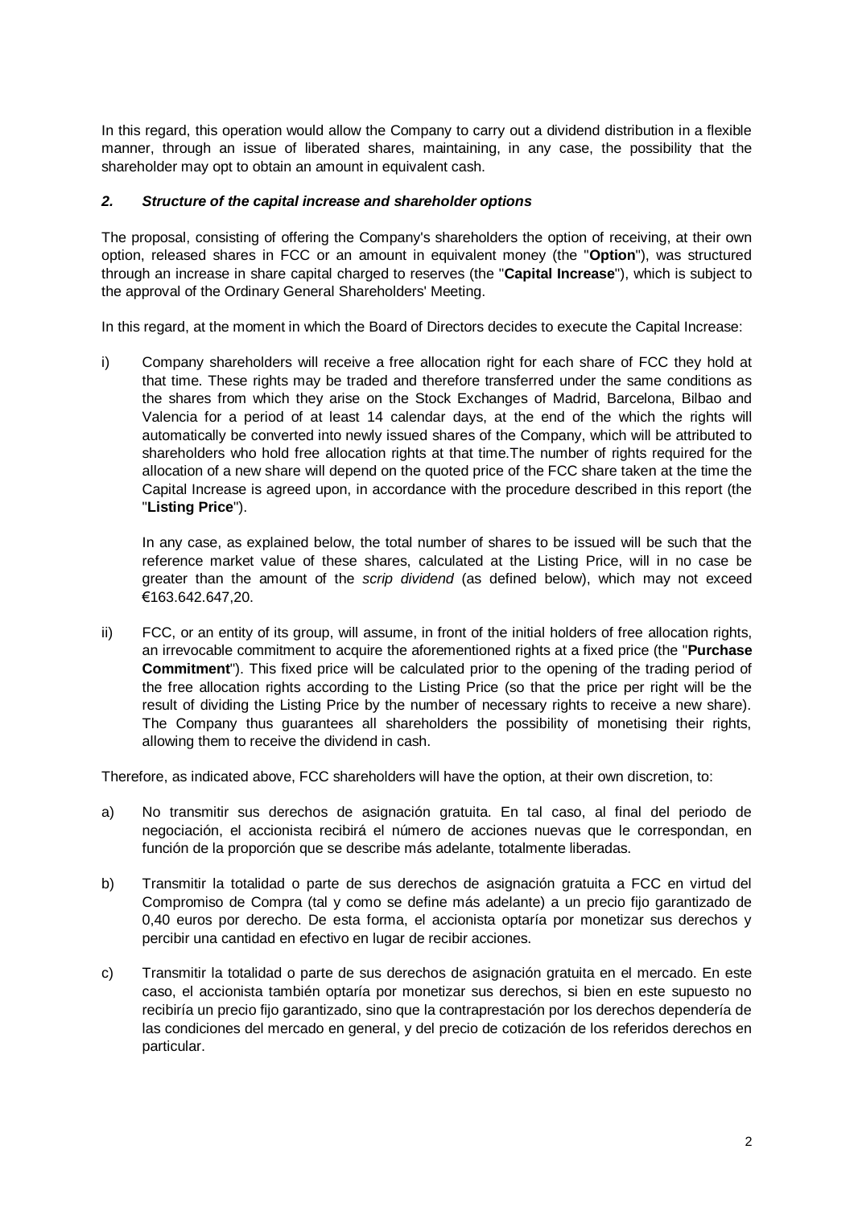In this regard, this operation would allow the Company to carry out a dividend distribution in a flexible manner, through an issue of liberated shares, maintaining, in any case, the possibility that the shareholder may opt to obtain an amount in equivalent cash.

### *2. Structure of the capital increase and shareholder options*

The proposal, consisting of offering the Company's shareholders the option of receiving, at their own option, released shares in FCC or an amount in equivalent money (the "**Option**"), was structured through an increase in share capital charged to reserves (the "**Capital Increase**"), which is subject to the approval of the Ordinary General Shareholders' Meeting.

In this regard, at the moment in which the Board of Directors decides to execute the Capital Increase:

i) Company shareholders will receive a free allocation right for each share of FCC they hold at that time. These rights may be traded and therefore transferred under the same conditions as the shares from which they arise on the Stock Exchanges of Madrid, Barcelona, Bilbao and Valencia for a period of at least 14 calendar days, at the end of the which the rights will automatically be converted into newly issued shares of the Company, which will be attributed to shareholders who hold free allocation rights at that time.The number of rights required for the allocation of a new share will depend on the quoted price of the FCC share taken at the time the Capital Increase is agreed upon, in accordance with the procedure described in this report (the "**Listing Price**").

   In any case, as explained below, the total number of shares to be issued will be such that the reference market value of these shares, calculated at the Listing Price, will in no case be greater than the amount of the *scrip dividend* (as defined below), which may not exceed €163.642.647,20.

ii) FCC, or an entity of its group, will assume, in front of the initial holders of free allocation rights, an irrevocable commitment to acquire the aforementioned rights at a fixed price (the "**Purchase Commitment**"). This fixed price will be calculated prior to the opening of the trading period of the free allocation rights according to the Listing Price (so that the price per right will be the result of dividing the Listing Price by the number of necessary rights to receive a new share). The Company thus guarantees all shareholders the possibility of monetising their rights, allowing them to receive the dividend in cash.

Therefore, as indicated above, FCC shareholders will have the option, at their own discretion, to:

a) No transmitir sus derechos de asignación gratuita. En tal caso, al final del periodo de negociación, el accionista recibirá el número de acciones nuevas que le correspondan, en función de la proporción que se describe más adelante, totalmente liberadas.

b) Transmitir la totalidad o parte de sus derechos de asignación gratuita a FCC en virtud del Compromiso de Compra (tal y como se define más adelante) a un precio fijo garantizado de 0,40 euros por derecho. De esta forma, el accionista optaría por monetizar sus derechos y percibir una cantidad en efectivo en lugar de recibir acciones.

c) Transmitir la totalidad o parte de sus derechos de asignación gratuita en el mercado. En este caso, el accionista también optaría por monetizar sus derechos, si bien en este supuesto no recibiría un precio fijo garantizado, sino que la contraprestación por los derechos dependería de las condiciones del mercado en general, y del precio de cotización de los referidos derechos en particular.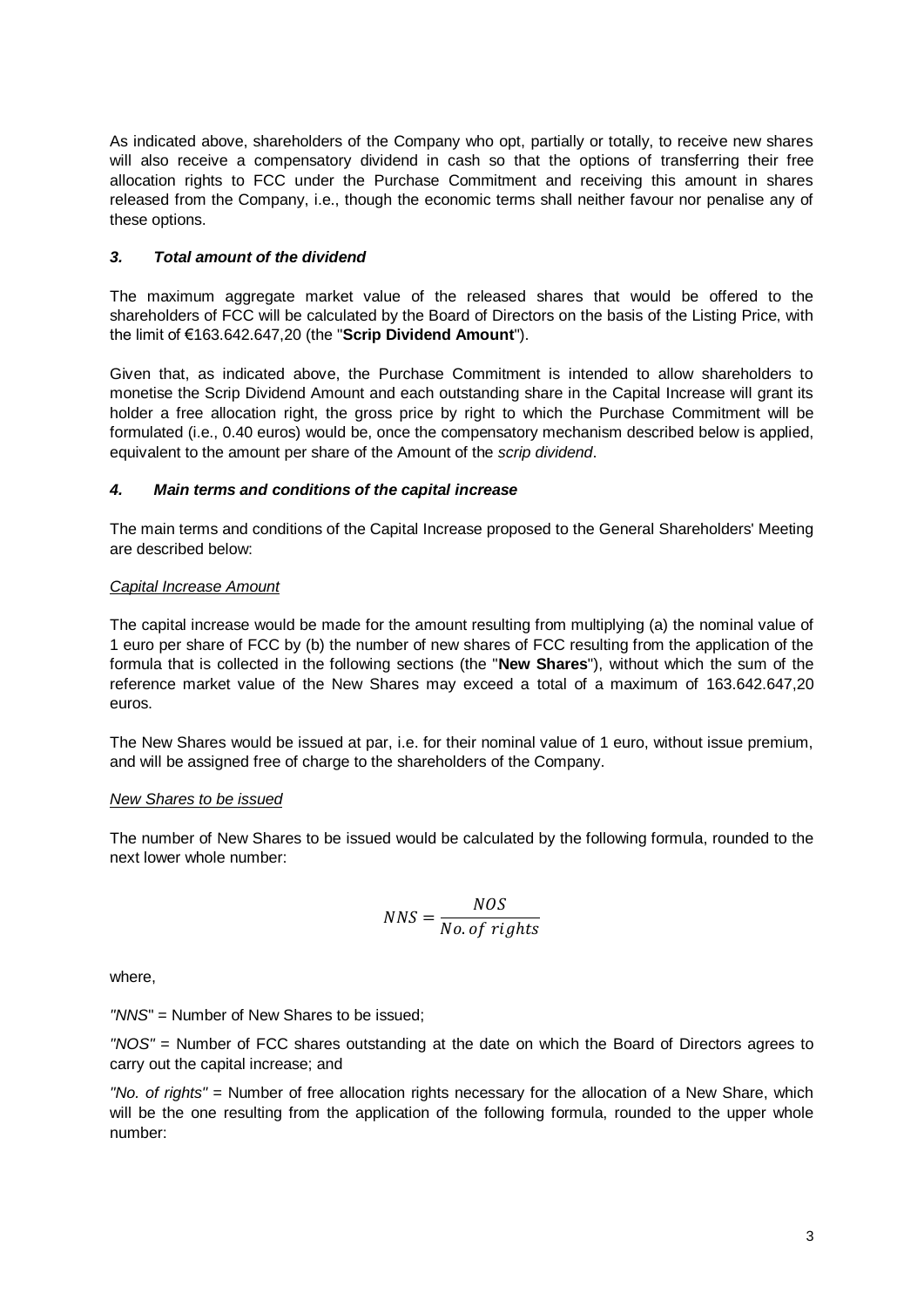As indicated above, shareholders of the Company who opt, partially or totally, to receive new shares will also receive a compensatory dividend in cash so that the options of transferring their free allocation rights to FCC under the Purchase Commitment and receiving this amount in shares released from the Company, i.e., though the economic terms shall neither favour nor penalise any of these options.

### *3. Total amount of the dividend*

The maximum aggregate market value of the released shares that would be offered to the shareholders of FCC will be calculated by the Board of Directors on the basis of the Listing Price, with the limit of €163.642.647,20 (the "**Scrip Dividend Amount**").

Given that, as indicated above, the Purchase Commitment is intended to allow shareholders to monetise the Scrip Dividend Amount and each outstanding share in the Capital Increase will grant its holder a free allocation right, the gross price by right to which the Purchase Commitment will be formulated (i.e., 0.40 euros) would be, once the compensatory mechanism described below is applied, equivalent to the amount per share of the Amount of the *scrip dividend*.

### *4. Main terms and conditions of the capital increase*

The main terms and conditions of the Capital Increase proposed to the General Shareholders' Meeting are described below:

*Capital Increase Amount*

The capital increase would be made for the amount resulting from multiplying (a) the nominal value of 1 euro per share of FCC by (b) the number of new shares of FCC resulting from the application of the formula that is collected in the following sections (the "**New Shares**"), without which the sum of the reference market value of the New Shares may exceed a total of a maximum of 163.642.647,20 euros.

The New Shares would be issued at par, i.e. for their nominal value of 1 euro, without issue premium, and will be assigned free of charge to the shareholders of the Company.

*New Shares to be issued*

The number of New Shares to be issued would be calculated by the following formula, rounded to the next lower whole number:

$$NNS = \frac{NOS}{No. of\ rights}$$

where,

*"NNS"* = Number of New Shares to be issued;

*"NOS"* = Number of FCC shares outstanding at the date on which the Board of Directors agrees to carry out the capital increase; and

*"No. of rights"* = Number of free allocation rights necessary for the allocation of a New Share, which will be the one resulting from the application of the following formula, rounded to the upper whole number: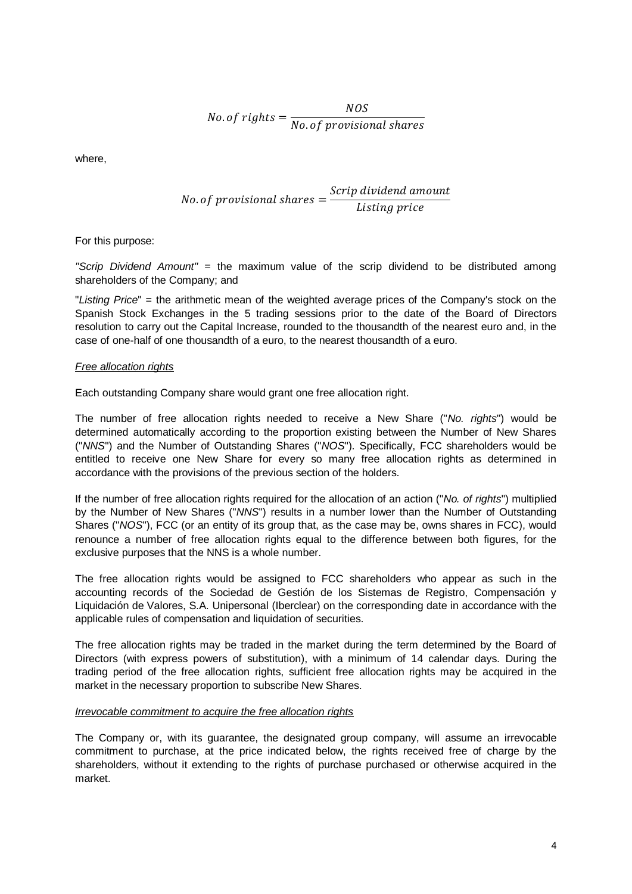$$No.of\ rights = \frac{NOS}{No.of\ provisional\ shares}$$

where,

$$No.of\ provisional\ shares = \frac{Scrip\ dividend\ amount}{Listing\ price}$$

For this purpose:

*"Scrip Dividend Amount"* = the maximum value of the scrip dividend to be distributed among shareholders of the Company; and

"*Listing Price*" = the arithmetic mean of the weighted average prices of the Company's stock on the Spanish Stock Exchanges in the 5 trading sessions prior to the date of the Board of Directors resolution to carry out the Capital Increase, rounded to the thousandth of the nearest euro and, in the case of one-half of one thousandth of a euro, to the nearest thousandth of a euro.

*Free allocation rights*

Each outstanding Company share would grant one free allocation right.

The number of free allocation rights needed to receive a New Share ("*No. rights*") would be determined automatically according to the proportion existing between the Number of New Shares ("*NNS*") and the Number of Outstanding Shares ("*NOS*"). Specifically, FCC shareholders would be entitled to receive one New Share for every so many free allocation rights as determined in accordance with the provisions of the previous section of the holders.

If the number of free allocation rights required for the allocation of an action ("*No. of rights*") multiplied by the Number of New Shares ("*NNS*") results in a number lower than the Number of Outstanding Shares ("*NOS*"), FCC (or an entity of its group that, as the case may be, owns shares in FCC), would renounce a number of free allocation rights equal to the difference between both figures, for the exclusive purposes that the NNS is a whole number.

The free allocation rights would be assigned to FCC shareholders who appear as such in the accounting records of the Sociedad de Gestión de los Sistemas de Registro, Compensación y Liquidación de Valores, S.A. Unipersonal (Iberclear) on the corresponding date in accordance with the applicable rules of compensation and liquidation of securities.

The free allocation rights may be traded in the market during the term determined by the Board of Directors (with express powers of substitution), with a minimum of 14 calendar days. During the trading period of the free allocation rights, sufficient free allocation rights may be acquired in the market in the necessary proportion to subscribe New Shares.

*Irrevocable commitment to acquire the free allocation rights*

The Company or, with its guarantee, the designated group company, will assume an irrevocable commitment to purchase, at the price indicated below, the rights received free of charge by the shareholders, without it extending to the rights of purchase purchased or otherwise acquired in the market.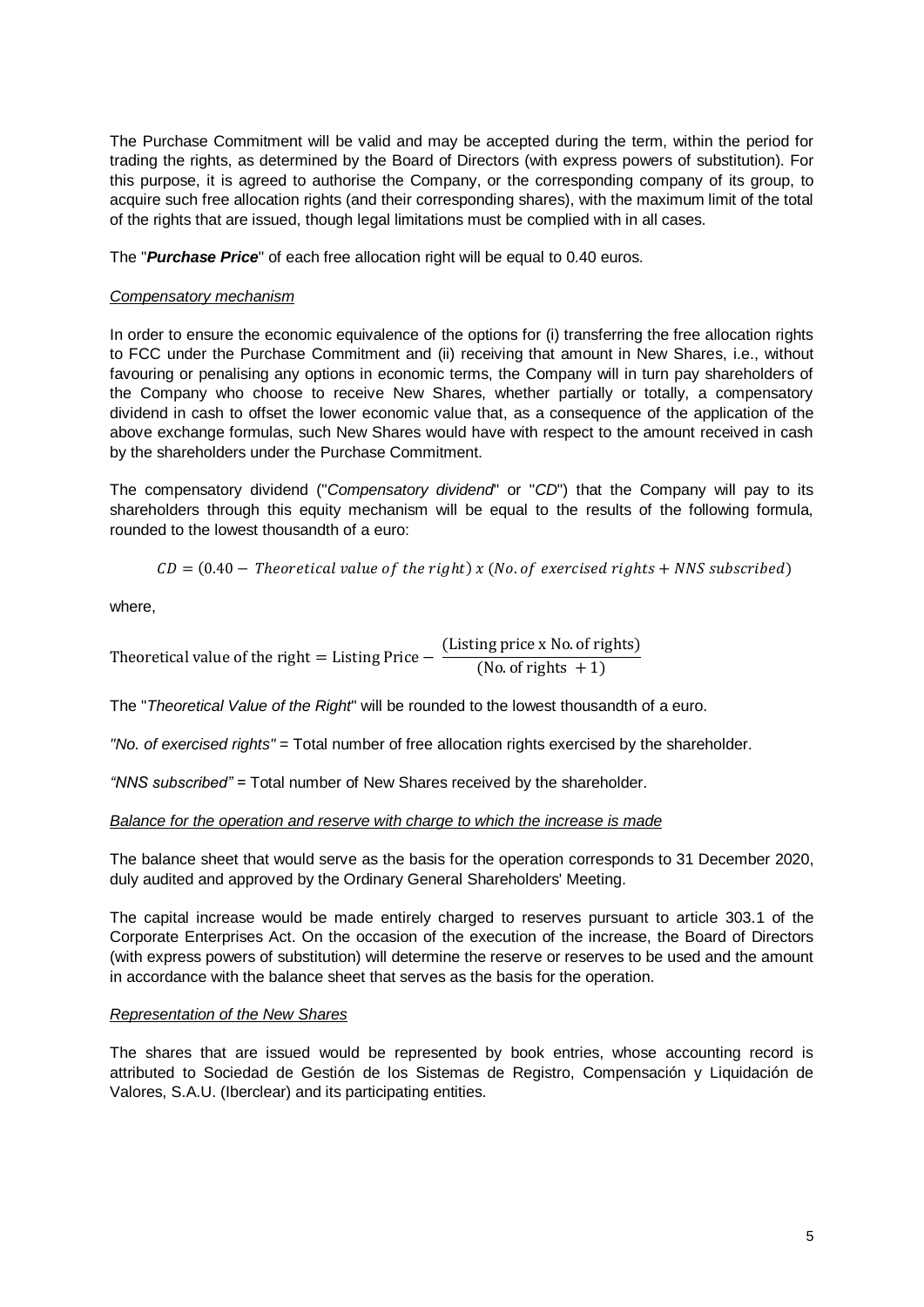The Purchase Commitment will be valid and may be accepted during the term, within the period for trading the rights, as determined by the Board of Directors (with express powers of substitution). For this purpose, it is agreed to authorise the Company, or the corresponding company of its group, to acquire such free allocation rights (and their corresponding shares), with the maximum limit of the total of the rights that are issued, though legal limitations must be complied with in all cases.

The "***Purchase Price***" of each free allocation right will be equal to 0.40 euros.

*Compensatory mechanism*

In order to ensure the economic equivalence of the options for (i) transferring the free allocation rights to FCC under the Purchase Commitment and (ii) receiving that amount in New Shares, i.e., without favouring or penalising any options in economic terms, the Company will in turn pay shareholders of the Company who choose to receive New Shares, whether partially or totally, a compensatory dividend in cash to offset the lower economic value that, as a consequence of the application of the above exchange formulas, such New Shares would have with respect to the amount received in cash by the shareholders under the Purchase Commitment.

The compensatory dividend ("*Compensatory dividend*" or "*CD*") that the Company will pay to its shareholders through this equity mechanism will be equal to the results of the following formula, rounded to the lowest thousandth of a euro:

$$CD = (0.40 - Theoretical\ value\ of\ the\ right)\ x\ (No.\ of\ exercised\ rights + NNS\ subscribed)$$

where,

$$\text{Theoretical value of the right} = \text{Listing Price} - \frac{(\text{Listing price x No. of rights})}{(\text{No. of rights } + 1)}$$

The "*Theoretical Value of the Right*" will be rounded to the lowest thousandth of a euro.

*"No. of exercised rights"* = Total number of free allocation rights exercised by the shareholder.

*"NNS subscribed"* = Total number of New Shares received by the shareholder.

*Balance for the operation and reserve with charge to which the increase is made*

The balance sheet that would serve as the basis for the operation corresponds to 31 December 2020, duly audited and approved by the Ordinary General Shareholders' Meeting.

The capital increase would be made entirely charged to reserves pursuant to article 303.1 of the Corporate Enterprises Act. On the occasion of the execution of the increase, the Board of Directors (with express powers of substitution) will determine the reserve or reserves to be used and the amount in accordance with the balance sheet that serves as the basis for the operation.

*Representation of the New Shares*

The shares that are issued would be represented by book entries, whose accounting record is attributed to Sociedad de Gestión de los Sistemas de Registro, Compensación y Liquidación de Valores, S.A.U. (Iberclear) and its participating entities.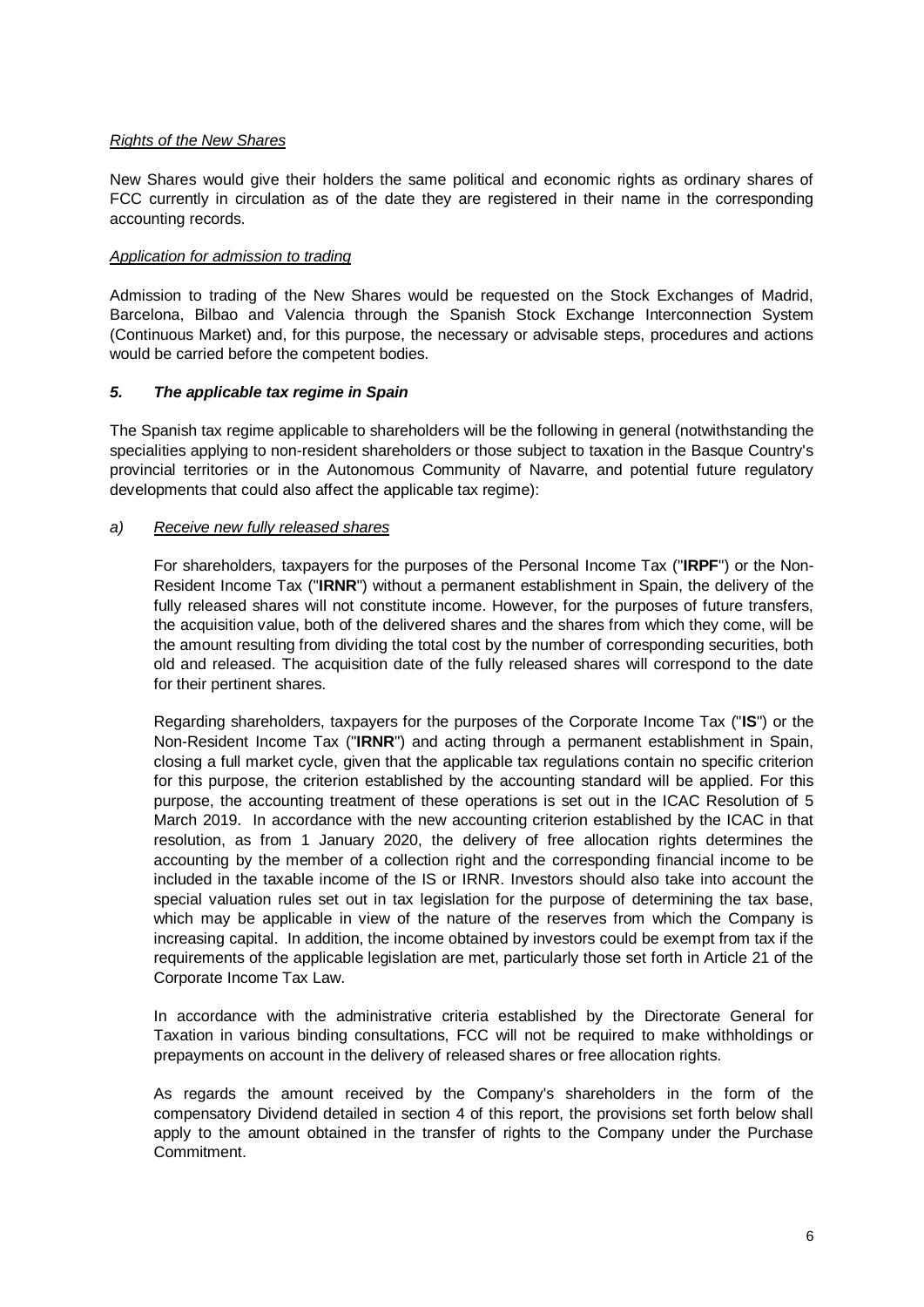*Rights of the New Shares*

New Shares would give their holders the same political and economic rights as ordinary shares of FCC currently in circulation as of the date they are registered in their name in the corresponding accounting records.

*Application for admission to trading*

Admission to trading of the New Shares would be requested on the Stock Exchanges of Madrid, Barcelona, Bilbao and Valencia through the Spanish Stock Exchange Interconnection System (Continuous Market) and, for this purpose, the necessary or advisable steps, procedures and actions would be carried before the competent bodies.

### *5. The applicable tax regime in Spain*

The Spanish tax regime applicable to shareholders will be the following in general (notwithstanding the specialities applying to non-resident shareholders or those subject to taxation in the Basque Country's provincial territories or in the Autonomous Community of Navarre, and potential future regulatory developments that could also affect the applicable tax regime):

*a) Receive new fully released shares*

For shareholders, taxpayers for the purposes of the Personal Income Tax ("**IRPF**") or the Non-Resident Income Tax ("**IRNR**") without a permanent establishment in Spain, the delivery of the fully released shares will not constitute income. However, for the purposes of future transfers, the acquisition value, both of the delivered shares and the shares from which they come, will be the amount resulting from dividing the total cost by the number of corresponding securities, both old and released. The acquisition date of the fully released shares will correspond to the date for their pertinent shares.

Regarding shareholders, taxpayers for the purposes of the Corporate Income Tax ("**IS**") or the Non-Resident Income Tax ("**IRNR**") and acting through a permanent establishment in Spain, closing a full market cycle, given that the applicable tax regulations contain no specific criterion for this purpose, the criterion established by the accounting standard will be applied. For this purpose, the accounting treatment of these operations is set out in the ICAC Resolution of 5 March 2019. In accordance with the new accounting criterion established by the ICAC in that resolution, as from 1 January 2020, the delivery of free allocation rights determines the accounting by the member of a collection right and the corresponding financial income to be included in the taxable income of the IS or IRNR. Investors should also take into account the special valuation rules set out in tax legislation for the purpose of determining the tax base, which may be applicable in view of the nature of the reserves from which the Company is increasing capital. In addition, the income obtained by investors could be exempt from tax if the requirements of the applicable legislation are met, particularly those set forth in Article 21 of the Corporate Income Tax Law.

In accordance with the administrative criteria established by the Directorate General for Taxation in various binding consultations, FCC will not be required to make withholdings or prepayments on account in the delivery of released shares or free allocation rights.

As regards the amount received by the Company's shareholders in the form of the compensatory Dividend detailed in section 4 of this report, the provisions set forth below shall apply to the amount obtained in the transfer of rights to the Company under the Purchase Commitment.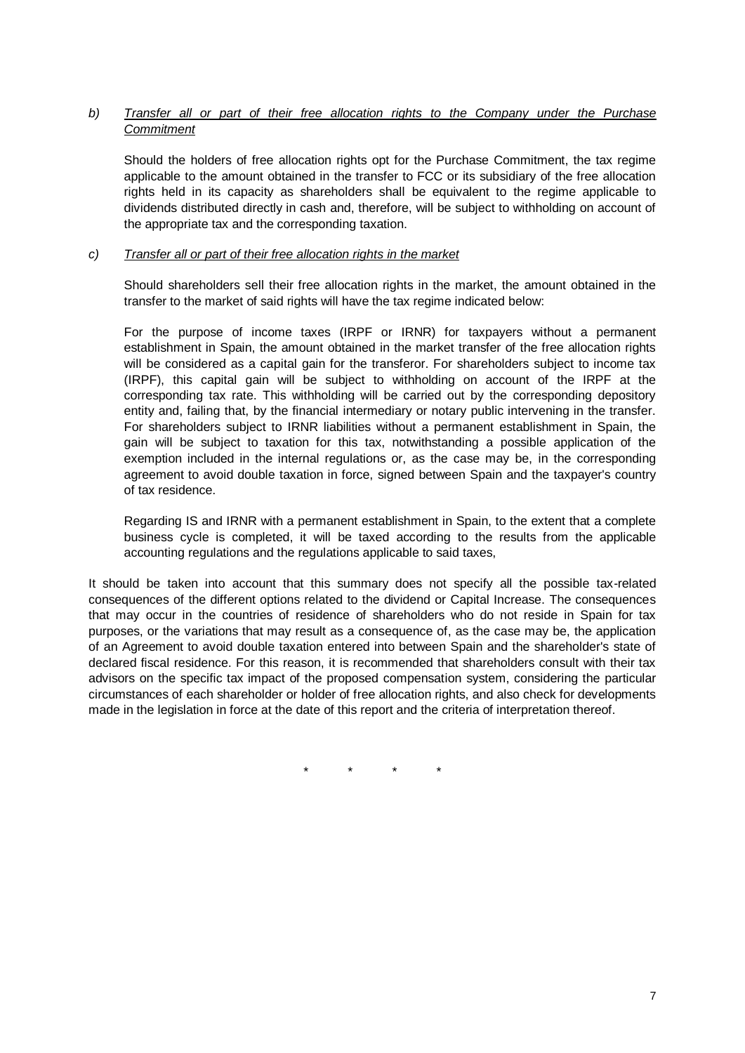*b) Transfer all or part of their free allocation rights to the Company under the Purchase Commitment*

Should the holders of free allocation rights opt for the Purchase Commitment, the tax regime applicable to the amount obtained in the transfer to FCC or its subsidiary of the free allocation rights held in its capacity as shareholders shall be equivalent to the regime applicable to dividends distributed directly in cash and, therefore, will be subject to withholding on account of the appropriate tax and the corresponding taxation.

*c) Transfer all or part of their free allocation rights in the market*

Should shareholders sell their free allocation rights in the market, the amount obtained in the transfer to the market of said rights will have the tax regime indicated below:

For the purpose of income taxes (IRPF or IRNR) for taxpayers without a permanent establishment in Spain, the amount obtained in the market transfer of the free allocation rights will be considered as a capital gain for the transferor. For shareholders subject to income tax (IRPF), this capital gain will be subject to withholding on account of the IRPF at the corresponding tax rate. This withholding will be carried out by the corresponding depository entity and, failing that, by the financial intermediary or notary public intervening in the transfer. For shareholders subject to IRNR liabilities without a permanent establishment in Spain, the gain will be subject to taxation for this tax, notwithstanding a possible application of the exemption included in the internal regulations or, as the case may be, in the corresponding agreement to avoid double taxation in force, signed between Spain and the taxpayer's country of tax residence.

Regarding IS and IRNR with a permanent establishment in Spain, to the extent that a complete business cycle is completed, it will be taxed according to the results from the applicable accounting regulations and the regulations applicable to said taxes,

It should be taken into account that this summary does not specify all the possible tax-related consequences of the different options related to the dividend or Capital Increase. The consequences that may occur in the countries of residence of shareholders who do not reside in Spain for tax purposes, or the variations that may result as a consequence of, as the case may be, the application of an Agreement to avoid double taxation entered into between Spain and the shareholder's state of declared fiscal residence. For this reason, it is recommended that shareholders consult with their tax advisors on the specific tax impact of the proposed compensation system, considering the particular circumstances of each shareholder or holder of free allocation rights, and also check for developments made in the legislation in force at the date of this report and the criteria of interpretation thereof.

\* \* \* \*